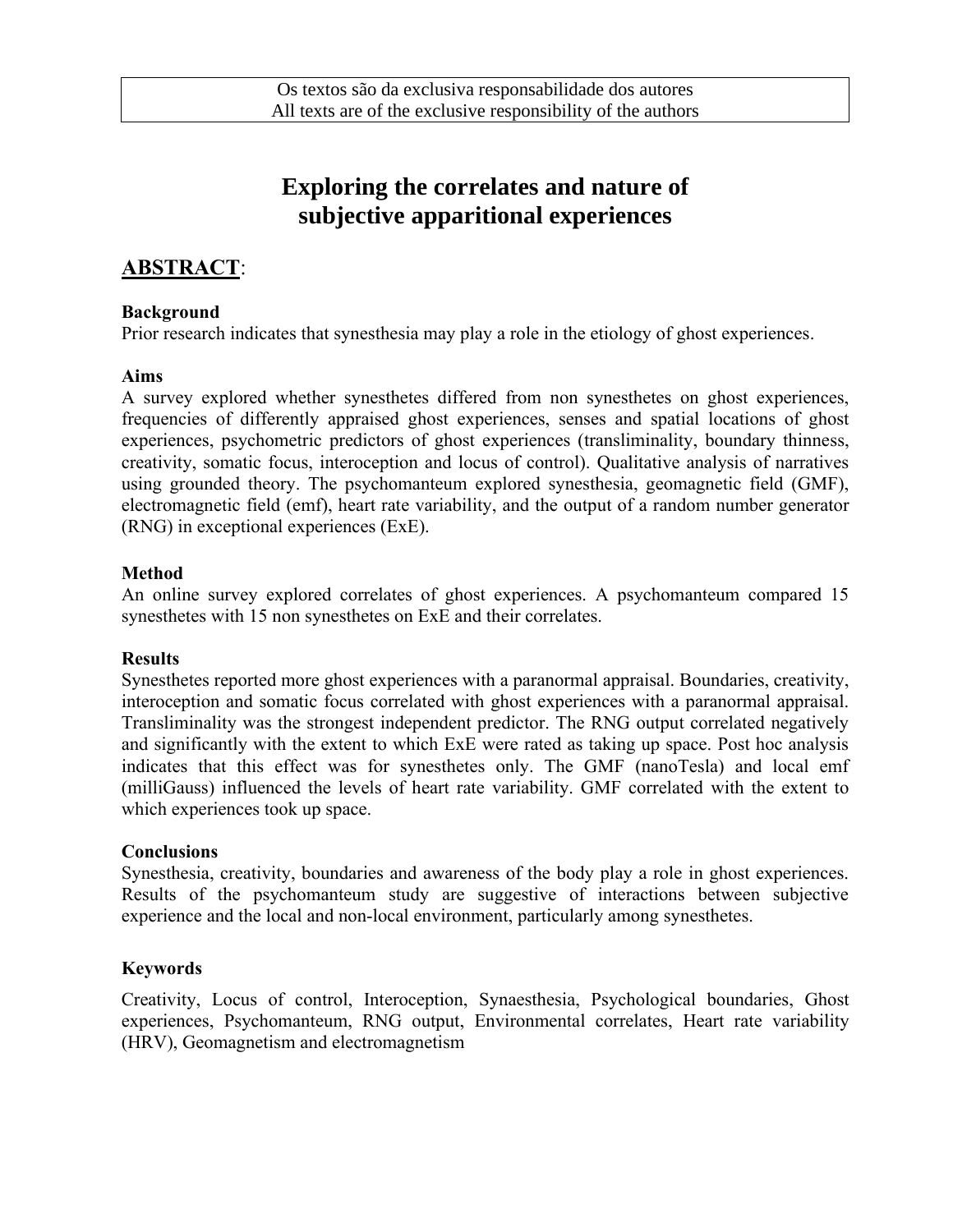Os textos são da exclusiva responsabilidade dos autores
All texts are of the exclusive responsibility of the authors

# Exploring the correlates and nature of subjective apparitional experiences

## ABSTRACT:

### Background

Prior research indicates that synesthesia may play a role in the etiology of ghost experiences.

### Aims

A survey explored whether synesthetes differed from non synesthetes on ghost experiences, frequencies of differently appraised ghost experiences, senses and spatial locations of ghost experiences, psychometric predictors of ghost experiences (transliminality, boundary thinness, creativity, somatic focus, interoception and locus of control). Qualitative analysis of narratives using grounded theory. The psychomanteum explored synesthesia, geomagnetic field (GMF), electromagnetic field (emf), heart rate variability, and the output of a random number generator (RNG) in exceptional experiences (ExE).

### Method

An online survey explored correlates of ghost experiences. A psychomanteum compared 15 synesthetes with 15 non synesthetes on ExE and their correlates.

### Results

Synesthetes reported more ghost experiences with a paranormal appraisal. Boundaries, creativity, interoception and somatic focus correlated with ghost experiences with a paranormal appraisal. Transliminality was the strongest independent predictor. The RNG output correlated negatively and significantly with the extent to which ExE were rated as taking up space. Post hoc analysis indicates that this effect was for synesthetes only. The GMF (nanoTesla) and local emf (milliGauss) influenced the levels of heart rate variability. GMF correlated with the extent to which experiences took up space.

### Conclusions

Synesthesia, creativity, boundaries and awareness of the body play a role in ghost experiences. Results of the psychomanteum study are suggestive of interactions between subjective experience and the local and non-local environment, particularly among synesthetes.

### Keywords

Creativity, Locus of control, Interoception, Synaesthesia, Psychological boundaries, Ghost experiences, Psychomanteum, RNG output, Environmental correlates, Heart rate variability (HRV), Geomagnetism and electromagnetism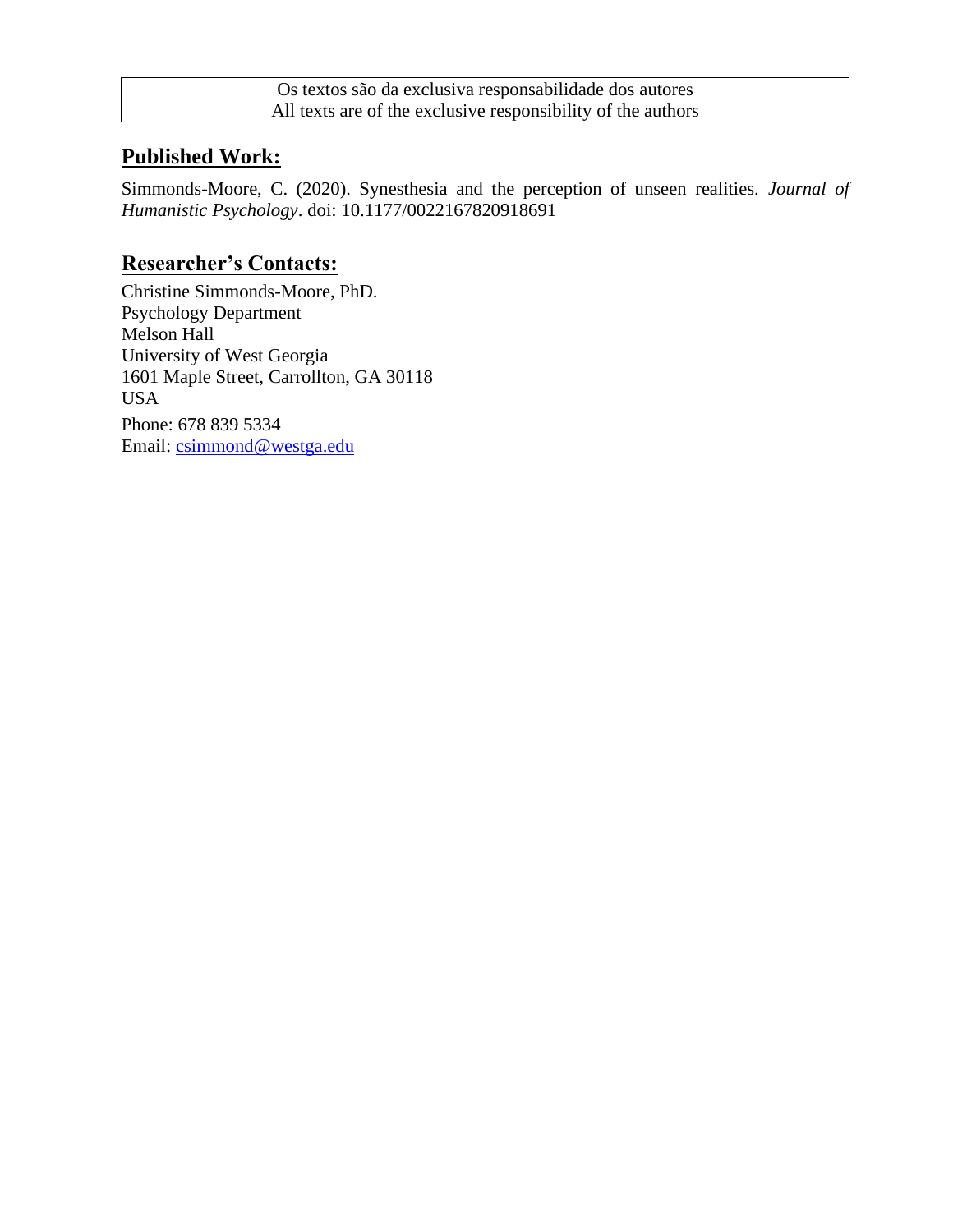Os textos são da exclusiva responsabilidade dos autores
All texts are of the exclusive responsibility of the authors

## Published Work:

Simmonds-Moore, C. (2020). Synesthesia and the perception of unseen realities. *Journal of Humanistic Psychology*. doi: 10.1177/0022167820918691

## Researcher's Contacts:

Christine Simmonds-Moore, PhD.
Psychology Department
Melson Hall
University of West Georgia
1601 Maple Street, Carrollton, GA 30118
USA

Phone: 678 839 5334
Email: csimmond@westga.edu